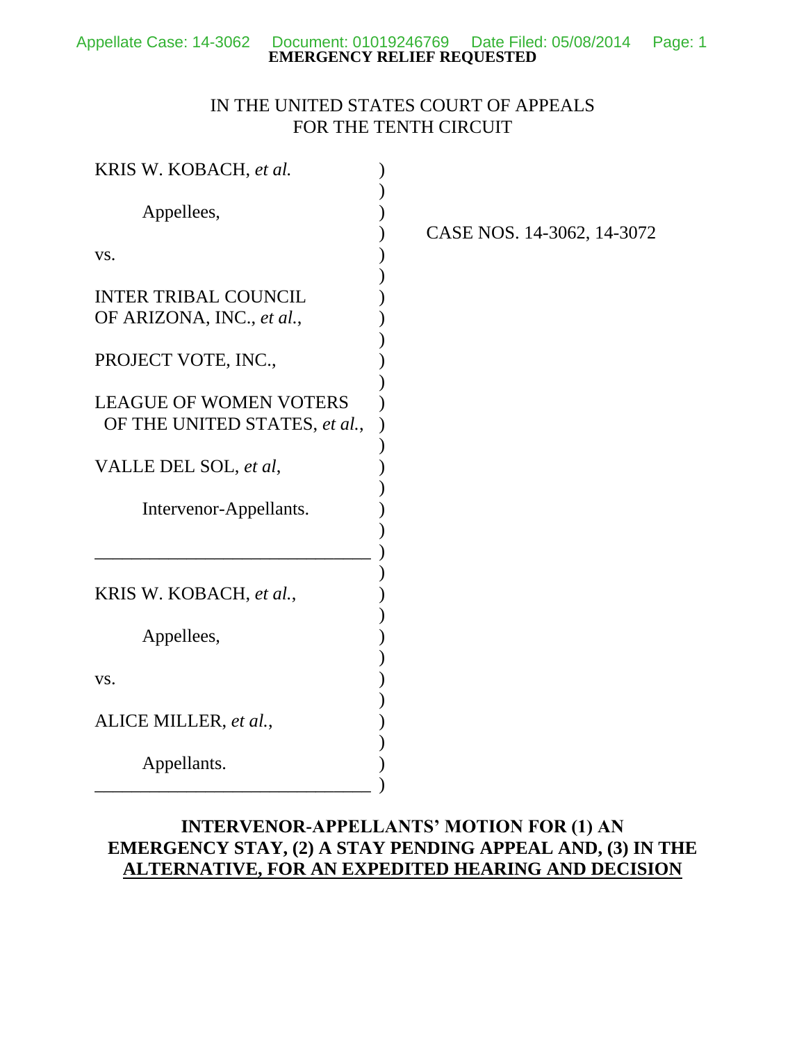**EMERGENCY RELIEF REQUESTED**

IN THE UNITED STATES COURT OF APPEALS
FOR THE TENTH CIRCUIT

KRIS W. KOBACH, *et al.*

Appellees,

vs.

INTER TRIBAL COUNCIL OF ARIZONA, INC., *et al.*,

PROJECT VOTE, INC.,

LEAGUE OF WOMEN VOTERS OF THE UNITED STATES, *et al.*,

VALLE DEL SOL, *et al*,

Intervenor-Appellants.

---

KRIS W. KOBACH, *et al.*,

Appellees,

vs.

ALICE MILLER, *et al.*,

Appellants.

---

CASE NOS. 14-3062, 14-3072

## INTERVENOR-APPELLANTS' MOTION FOR (1) AN EMERGENCY STAY, (2) A STAY PENDING APPEAL AND, (3) IN THE ALTERNATIVE, FOR AN EXPEDITED HEARING AND DECISION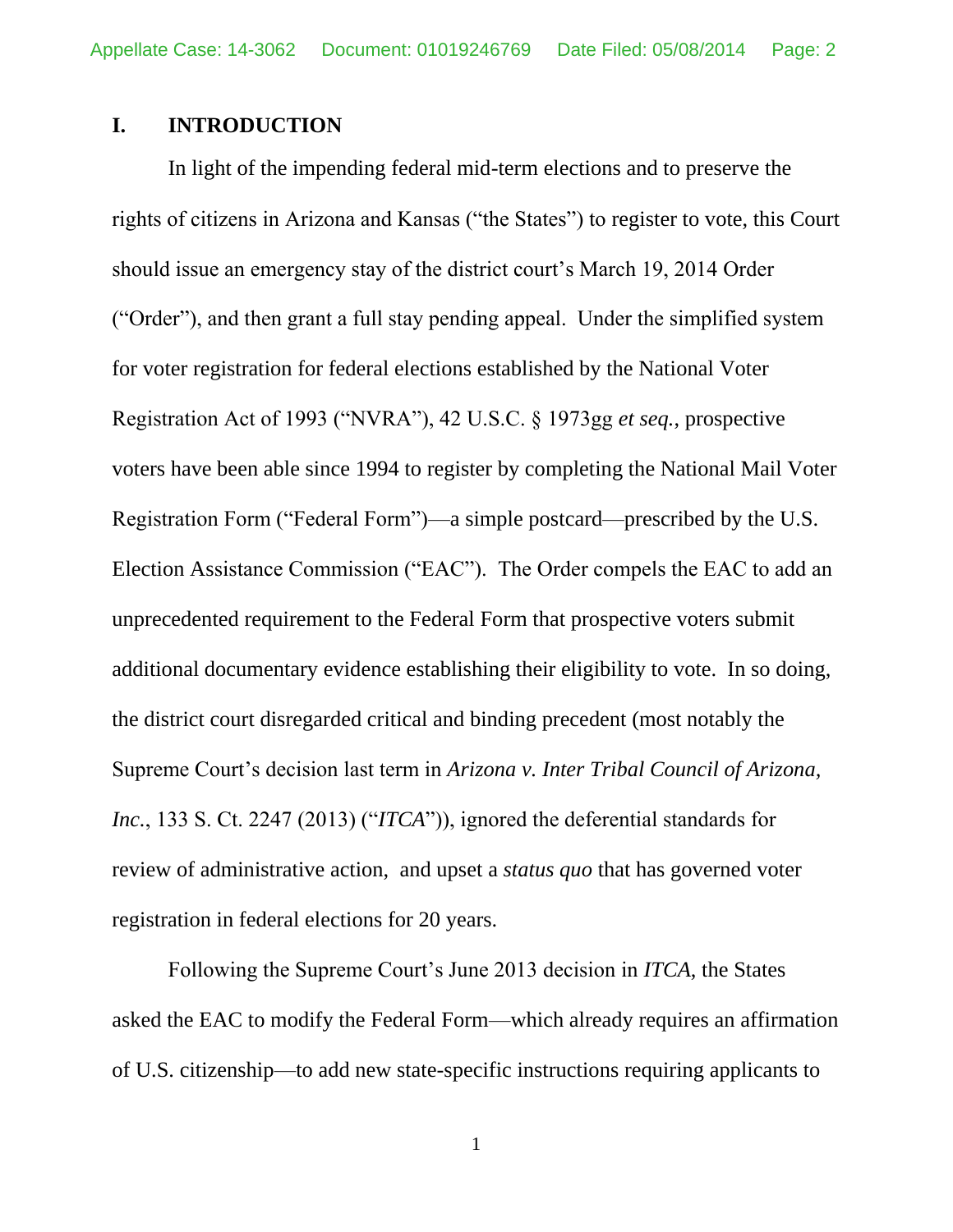## I. INTRODUCTION

In light of the impending federal mid-term elections and to preserve the rights of citizens in Arizona and Kansas ("the States") to register to vote, this Court should issue an emergency stay of the district court's March 19, 2014 Order ("Order"), and then grant a full stay pending appeal. Under the simplified system for voter registration for federal elections established by the National Voter Registration Act of 1993 ("NVRA"), 42 U.S.C. § 1973gg *et seq.*, prospective voters have been able since 1994 to register by completing the National Mail Voter Registration Form ("Federal Form")—a simple postcard—prescribed by the U.S. Election Assistance Commission ("EAC"). The Order compels the EAC to add an unprecedented requirement to the Federal Form that prospective voters submit additional documentary evidence establishing their eligibility to vote. In so doing, the district court disregarded critical and binding precedent (most notably the Supreme Court's decision last term in *Arizona v. Inter Tribal Council of Arizona, Inc.*, 133 S. Ct. 2247 (2013) ("*ITCA*")), ignored the deferential standards for review of administrative action, and upset a *status quo* that has governed voter registration in federal elections for 20 years.

Following the Supreme Court's June 2013 decision in *ITCA*, the States asked the EAC to modify the Federal Form—which already requires an affirmation of U.S. citizenship—to add new state-specific instructions requiring applicants to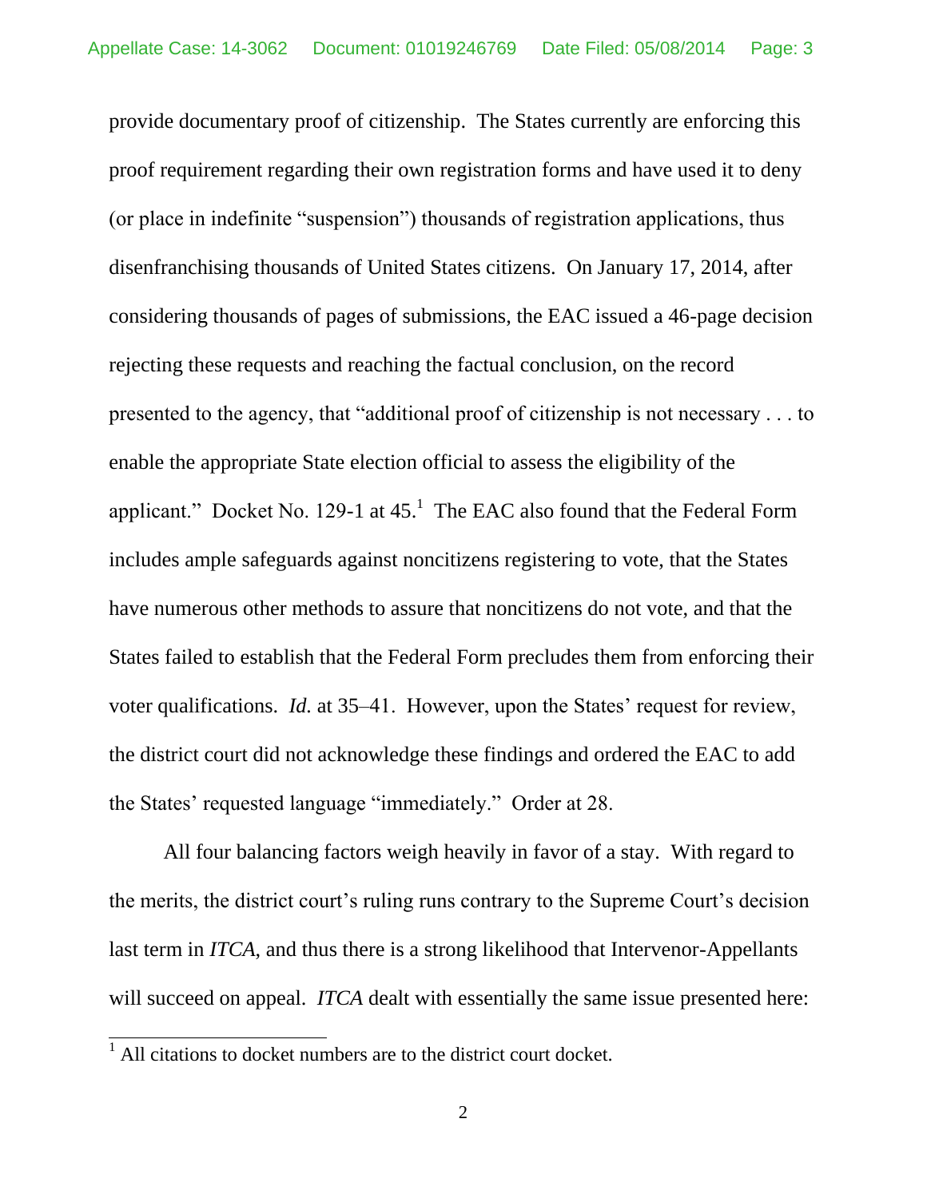provide documentary proof of citizenship. The States currently are enforcing this proof requirement regarding their own registration forms and have used it to deny (or place in indefinite "suspension") thousands of registration applications, thus disenfranchising thousands of United States citizens. On January 17, 2014, after considering thousands of pages of submissions, the EAC issued a 46-page decision rejecting these requests and reaching the factual conclusion, on the record presented to the agency, that "additional proof of citizenship is not necessary . . . to enable the appropriate State election official to assess the eligibility of the applicant." Docket No. 129-1 at 45.[1] The EAC also found that the Federal Form includes ample safeguards against noncitizens registering to vote, that the States have numerous other methods to assure that noncitizens do not vote, and that the States failed to establish that the Federal Form precludes them from enforcing their voter qualifications. *Id.* at 35–41. However, upon the States' request for review, the district court did not acknowledge these findings and ordered the EAC to add the States' requested language "immediately." Order at 28.

All four balancing factors weigh heavily in favor of a stay. With regard to the merits, the district court's ruling runs contrary to the Supreme Court's decision last term in *ITCA*, and thus there is a strong likelihood that Intervenor-Appellants will succeed on appeal. *ITCA* dealt with essentially the same issue presented here:

[1] All citations to docket numbers are to the district court docket.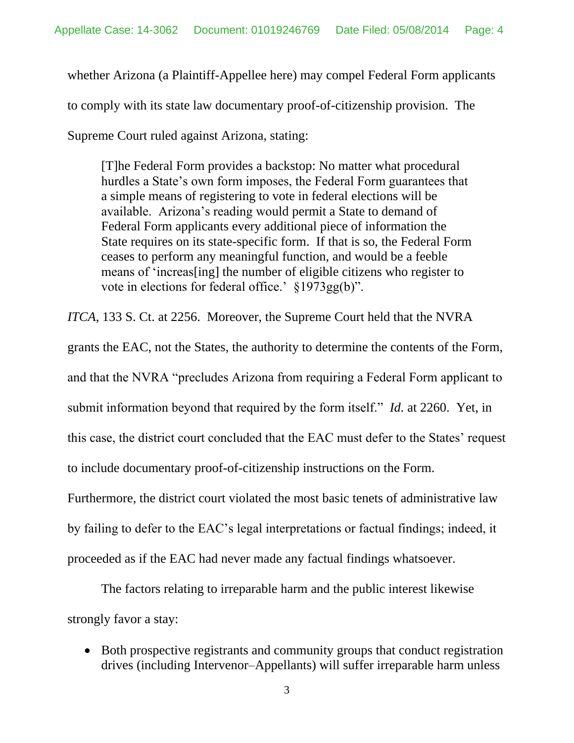whether Arizona (a Plaintiff-Appellee here) may compel Federal Form applicants to comply with its state law documentary proof-of-citizenship provision. The Supreme Court ruled against Arizona, stating:

> [T]he Federal Form provides a backstop: No matter what procedural hurdles a State's own form imposes, the Federal Form guarantees that a simple means of registering to vote in federal elections will be available. Arizona's reading would permit a State to demand of Federal Form applicants every additional piece of information the State requires on its state-specific form. If that is so, the Federal Form ceases to perform any meaningful function, and would be a feeble means of 'increas[ing] the number of eligible citizens who register to vote in elections for federal office.' §1973gg(b)".

*ITCA*, 133 S. Ct. at 2256. Moreover, the Supreme Court held that the NVRA grants the EAC, not the States, the authority to determine the contents of the Form, and that the NVRA "precludes Arizona from requiring a Federal Form applicant to submit information beyond that required by the form itself." *Id.* at 2260. Yet, in this case, the district court concluded that the EAC must defer to the States' request to include documentary proof-of-citizenship instructions on the Form. Furthermore, the district court violated the most basic tenets of administrative law by failing to defer to the EAC's legal interpretations or factual findings; indeed, it proceeded as if the EAC had never made any factual findings whatsoever.

The factors relating to irreparable harm and the public interest likewise strongly favor a stay:

- Both prospective registrants and community groups that conduct registration drives (including Intervenor–Appellants) will suffer irreparable harm unless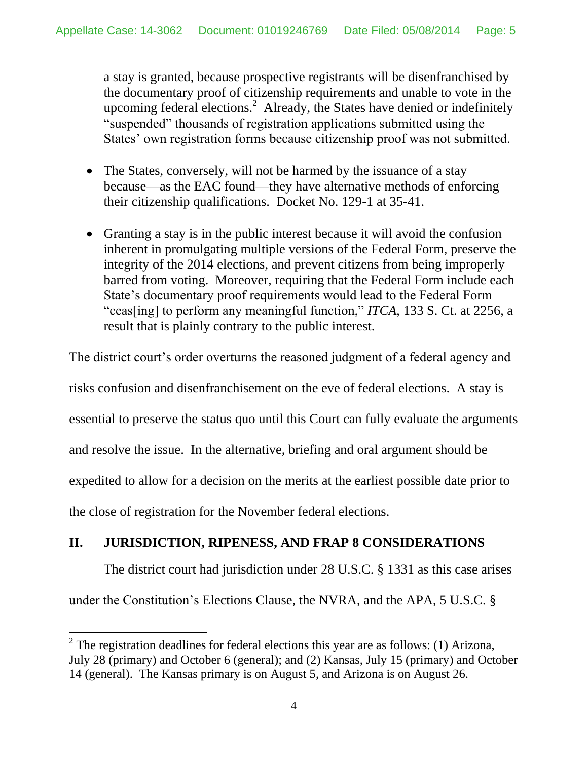a stay is granted, because prospective registrants will be disenfranchised by the documentary proof of citizenship requirements and unable to vote in the upcoming federal elections.[2] Already, the States have denied or indefinitely "suspended" thousands of registration applications submitted using the States' own registration forms because citizenship proof was not submitted.

- The States, conversely, will not be harmed by the issuance of a stay because—as the EAC found—they have alternative methods of enforcing their citizenship qualifications. Docket No. 129-1 at 35-41.

- Granting a stay is in the public interest because it will avoid the confusion inherent in promulgating multiple versions of the Federal Form, preserve the integrity of the 2014 elections, and prevent citizens from being improperly barred from voting. Moreover, requiring that the Federal Form include each State's documentary proof requirements would lead to the Federal Form "ceas[ing] to perform any meaningful function," *ITCA*, 133 S. Ct. at 2256, a result that is plainly contrary to the public interest.

The district court's order overturns the reasoned judgment of a federal agency and risks confusion and disenfranchisement on the eve of federal elections. A stay is essential to preserve the status quo until this Court can fully evaluate the arguments and resolve the issue. In the alternative, briefing and oral argument should be expedited to allow for a decision on the merits at the earliest possible date prior to the close of registration for the November federal elections.

## II. JURISDICTION, RIPENESS, AND FRAP 8 CONSIDERATIONS

The district court had jurisdiction under 28 U.S.C. § 1331 as this case arises under the Constitution's Elections Clause, the NVRA, and the APA, 5 U.S.C. §

[2] The registration deadlines for federal elections this year are as follows: (1) Arizona, July 28 (primary) and October 6 (general); and (2) Kansas, July 15 (primary) and October 14 (general). The Kansas primary is on August 5, and Arizona is on August 26.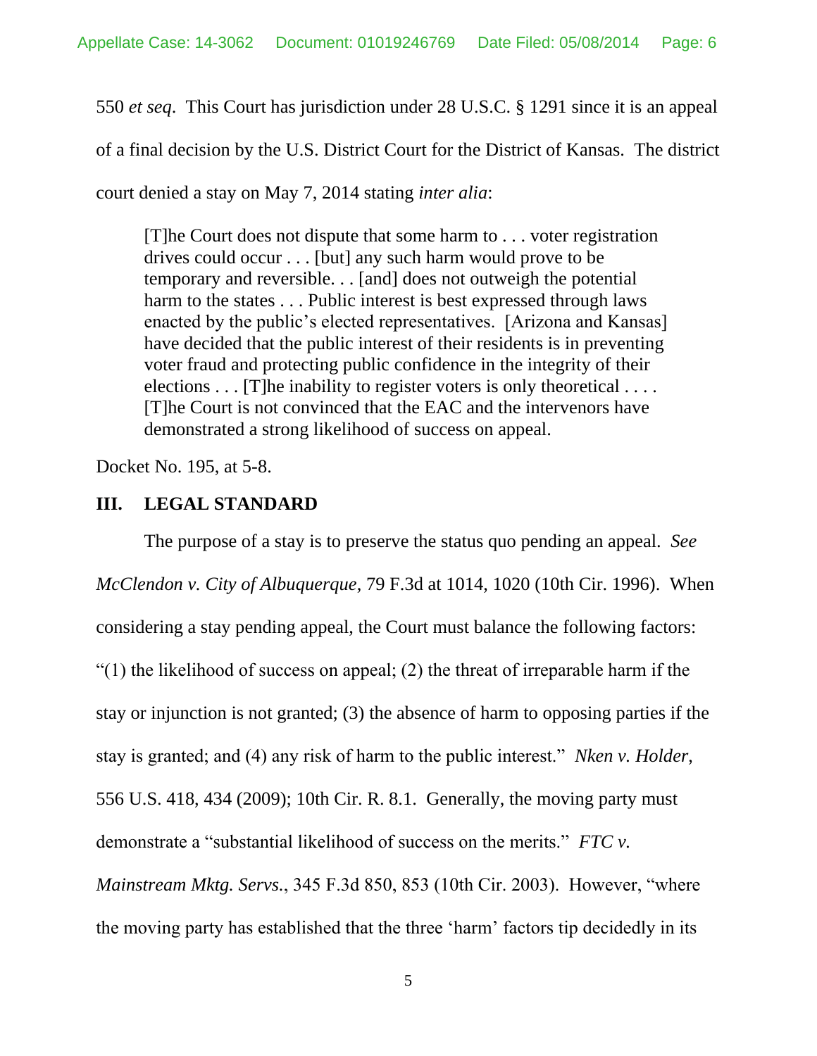550 *et seq*. This Court has jurisdiction under 28 U.S.C. § 1291 since it is an appeal of a final decision by the U.S. District Court for the District of Kansas. The district court denied a stay on May 7, 2014 stating *inter alia*:

> [T]he Court does not dispute that some harm to . . . voter registration drives could occur . . . [but] any such harm would prove to be temporary and reversible. . . [and] does not outweigh the potential harm to the states . . . Public interest is best expressed through laws enacted by the public's elected representatives. [Arizona and Kansas] have decided that the public interest of their residents is in preventing voter fraud and protecting public confidence in the integrity of their elections . . . [T]he inability to register voters is only theoretical . . . . [T]he Court is not convinced that the EAC and the intervenors have demonstrated a strong likelihood of success on appeal.

Docket No. 195, at 5-8.

## III. LEGAL STANDARD

The purpose of a stay is to preserve the status quo pending an appeal. *See McClendon v. City of Albuquerque*, 79 F.3d at 1014, 1020 (10th Cir. 1996). When considering a stay pending appeal, the Court must balance the following factors: "(1) the likelihood of success on appeal; (2) the threat of irreparable harm if the stay or injunction is not granted; (3) the absence of harm to opposing parties if the stay is granted; and (4) any risk of harm to the public interest." *Nken v. Holder*, 556 U.S. 418, 434 (2009); 10th Cir. R. 8.1. Generally, the moving party must demonstrate a "substantial likelihood of success on the merits." *FTC v. Mainstream Mktg. Servs.*, 345 F.3d 850, 853 (10th Cir. 2003). However, "where the moving party has established that the three 'harm' factors tip decidedly in its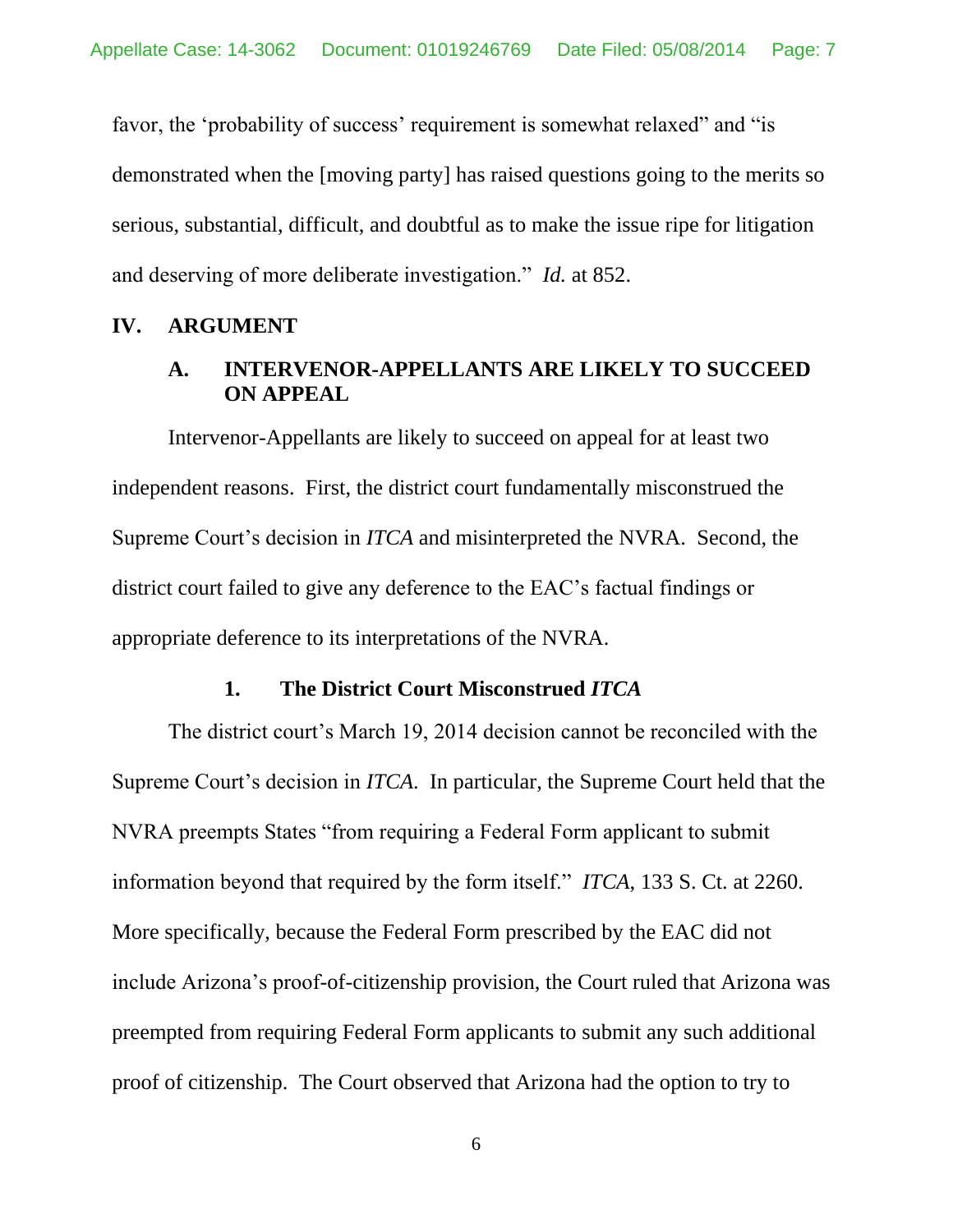favor, the 'probability of success' requirement is somewhat relaxed" and "is demonstrated when the [moving party] has raised questions going to the merits so serious, substantial, difficult, and doubtful as to make the issue ripe for litigation and deserving of more deliberate investigation." *Id.* at 852.

## IV. ARGUMENT

### A. INTERVENOR-APPELLANTS ARE LIKELY TO SUCCEED ON APPEAL

Intervenor-Appellants are likely to succeed on appeal for at least two independent reasons. First, the district court fundamentally misconstrued the Supreme Court's decision in *ITCA* and misinterpreted the NVRA. Second, the district court failed to give any deference to the EAC's factual findings or appropriate deference to its interpretations of the NVRA.

#### 1. The District Court Misconstrued *ITCA*

The district court's March 19, 2014 decision cannot be reconciled with the Supreme Court's decision in *ITCA*. In particular, the Supreme Court held that the NVRA preempts States "from requiring a Federal Form applicant to submit information beyond that required by the form itself." *ITCA*, 133 S. Ct. at 2260. More specifically, because the Federal Form prescribed by the EAC did not include Arizona's proof-of-citizenship provision, the Court ruled that Arizona was preempted from requiring Federal Form applicants to submit any such additional proof of citizenship. The Court observed that Arizona had the option to try to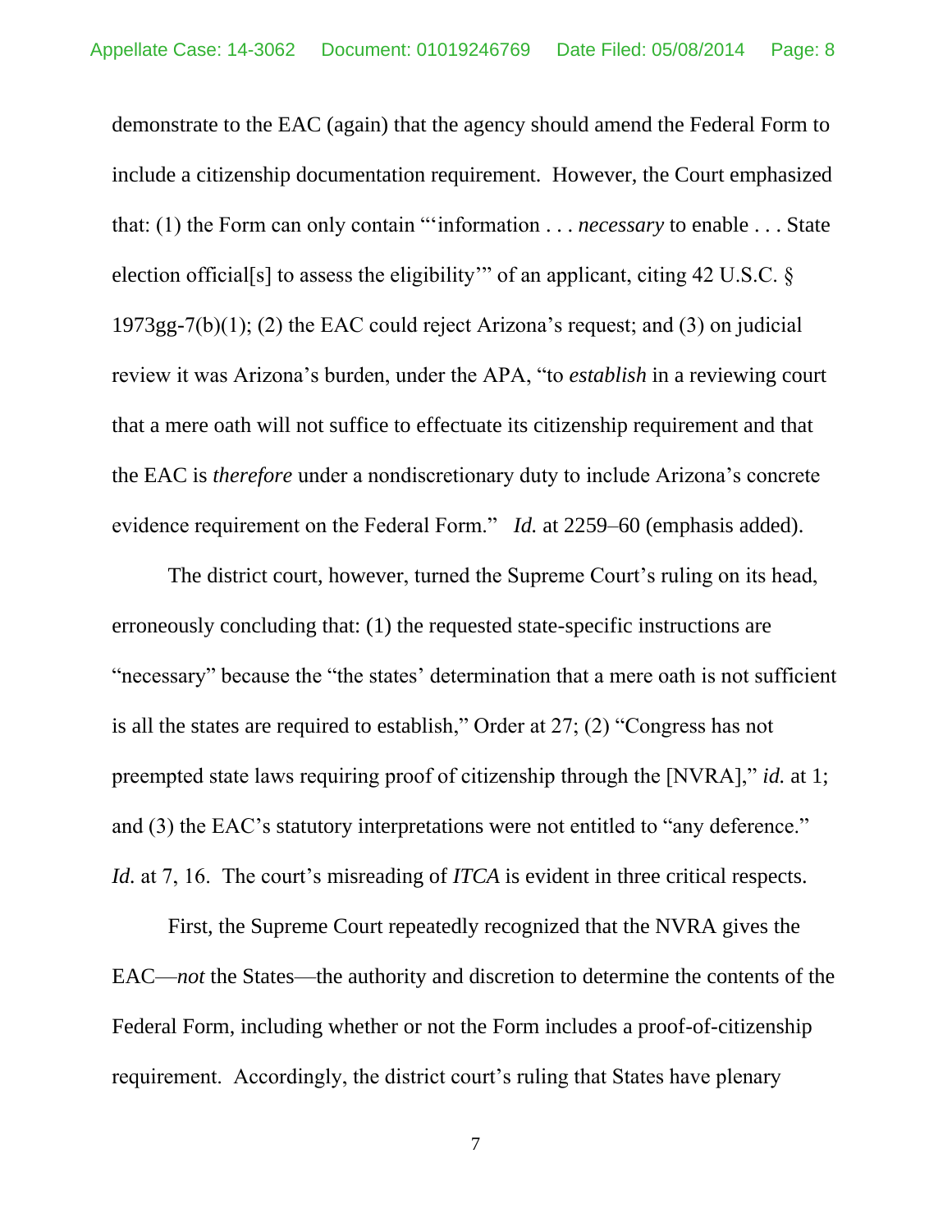demonstrate to the EAC (again) that the agency should amend the Federal Form to include a citizenship documentation requirement. However, the Court emphasized that: (1) the Form can only contain "'information . . . *necessary* to enable . . . State election official[s] to assess the eligibility'" of an applicant, citing 42 U.S.C. § 1973gg-7(b)(1); (2) the EAC could reject Arizona's request; and (3) on judicial review it was Arizona's burden, under the APA, "to *establish* in a reviewing court that a mere oath will not suffice to effectuate its citizenship requirement and that the EAC is *therefore* under a nondiscretionary duty to include Arizona's concrete evidence requirement on the Federal Form." *Id.* at 2259–60 (emphasis added).

The district court, however, turned the Supreme Court's ruling on its head, erroneously concluding that: (1) the requested state-specific instructions are "necessary" because the "the states' determination that a mere oath is not sufficient is all the states are required to establish," Order at 27; (2) "Congress has not preempted state laws requiring proof of citizenship through the [NVRA]," *id.* at 1; and (3) the EAC's statutory interpretations were not entitled to "any deference." *Id.* at 7, 16. The court's misreading of *ITCA* is evident in three critical respects.

First, the Supreme Court repeatedly recognized that the NVRA gives the EAC—*not* the States—the authority and discretion to determine the contents of the Federal Form, including whether or not the Form includes a proof-of-citizenship requirement. Accordingly, the district court's ruling that States have plenary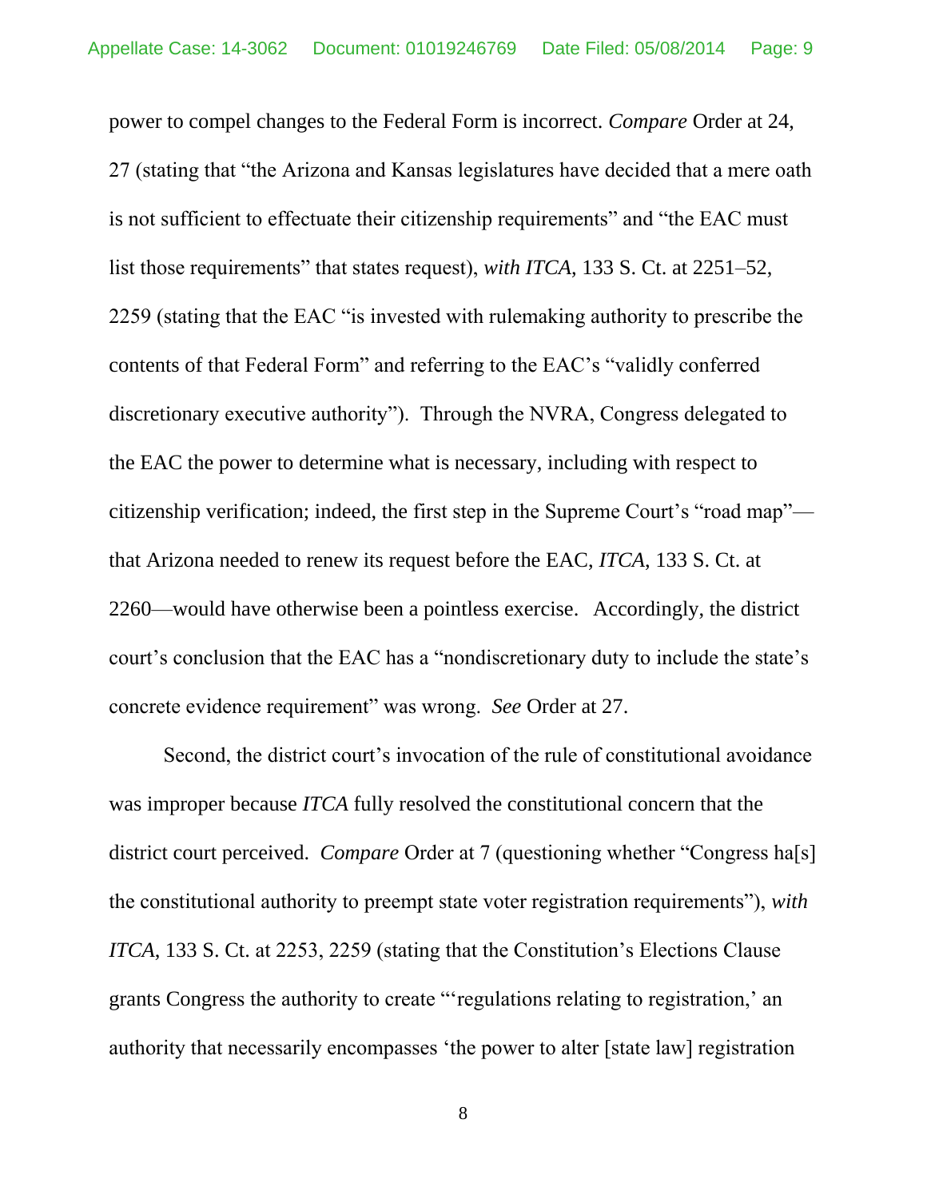power to compel changes to the Federal Form is incorrect. *Compare* Order at 24, 27 (stating that "the Arizona and Kansas legislatures have decided that a mere oath is not sufficient to effectuate their citizenship requirements" and "the EAC must list those requirements" that states request), *with ITCA*, 133 S. Ct. at 2251–52, 2259 (stating that the EAC "is invested with rulemaking authority to prescribe the contents of that Federal Form" and referring to the EAC's "validly conferred discretionary executive authority"). Through the NVRA, Congress delegated to the EAC the power to determine what is necessary, including with respect to citizenship verification; indeed, the first step in the Supreme Court's "road map"—that Arizona needed to renew its request before the EAC, *ITCA*, 133 S. Ct. at 2260—would have otherwise been a pointless exercise. Accordingly, the district court's conclusion that the EAC has a "nondiscretionary duty to include the state's concrete evidence requirement" was wrong. *See* Order at 27.

Second, the district court's invocation of the rule of constitutional avoidance was improper because *ITCA* fully resolved the constitutional concern that the district court perceived. *Compare* Order at 7 (questioning whether "Congress ha[s] the constitutional authority to preempt state voter registration requirements"), *with ITCA*, 133 S. Ct. at 2253, 2259 (stating that the Constitution's Elections Clause grants Congress the authority to create "'regulations relating to registration,' an authority that necessarily encompasses 'the power to alter [state law] registration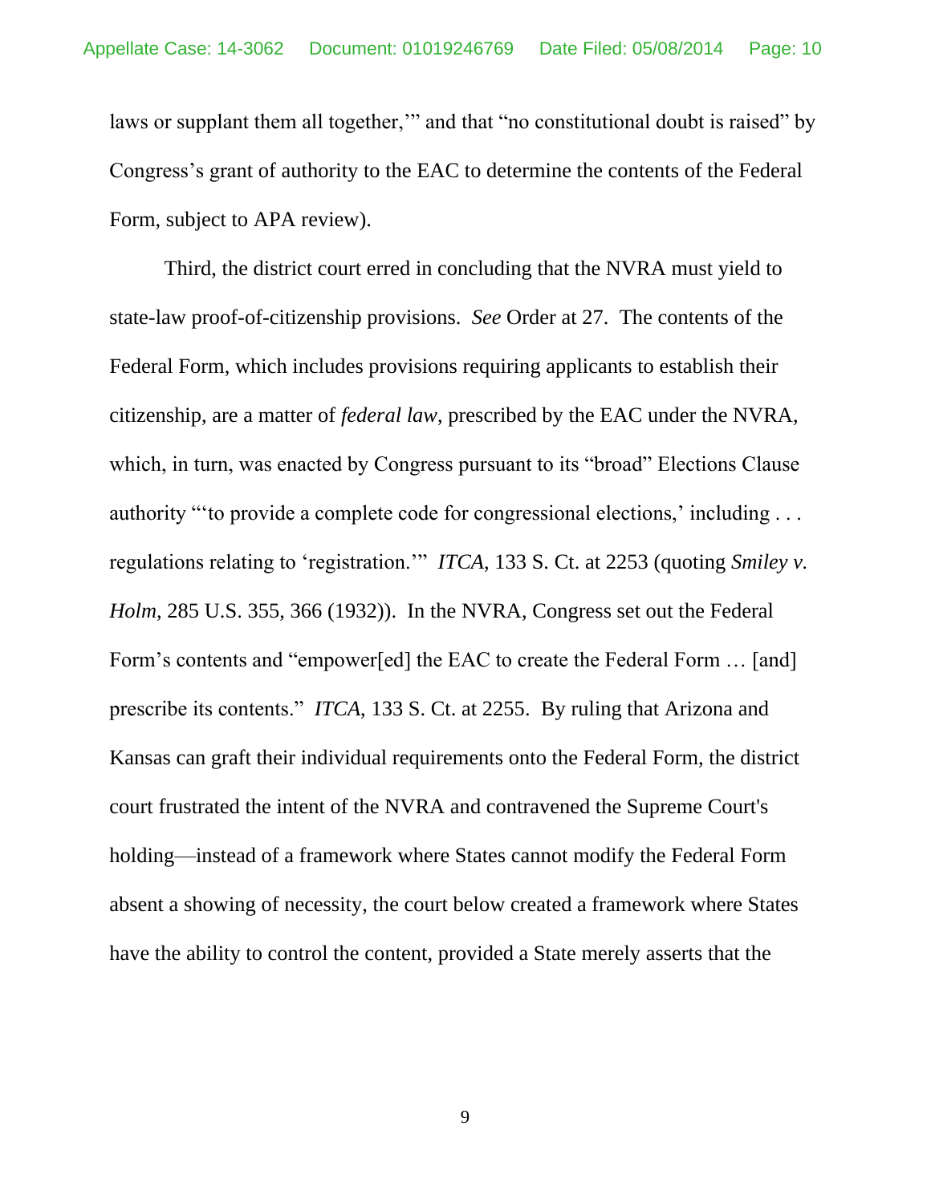laws or supplant them all together,'" and that "no constitutional doubt is raised" by Congress's grant of authority to the EAC to determine the contents of the Federal Form, subject to APA review).

Third, the district court erred in concluding that the NVRA must yield to state-law proof-of-citizenship provisions. *See* Order at 27. The contents of the Federal Form, which includes provisions requiring applicants to establish their citizenship, are a matter of *federal law*, prescribed by the EAC under the NVRA, which, in turn, was enacted by Congress pursuant to its "broad" Elections Clause authority "'to provide a complete code for congressional elections,' including . . . regulations relating to 'registration.'" *ITCA*, 133 S. Ct. at 2253 (quoting *Smiley v. Holm*, 285 U.S. 355, 366 (1932)). In the NVRA, Congress set out the Federal Form's contents and "empower[ed] the EAC to create the Federal Form … [and] prescribe its contents." *ITCA*, 133 S. Ct. at 2255. By ruling that Arizona and Kansas can graft their individual requirements onto the Federal Form, the district court frustrated the intent of the NVRA and contravened the Supreme Court's holding—instead of a framework where States cannot modify the Federal Form absent a showing of necessity, the court below created a framework where States have the ability to control the content, provided a State merely asserts that the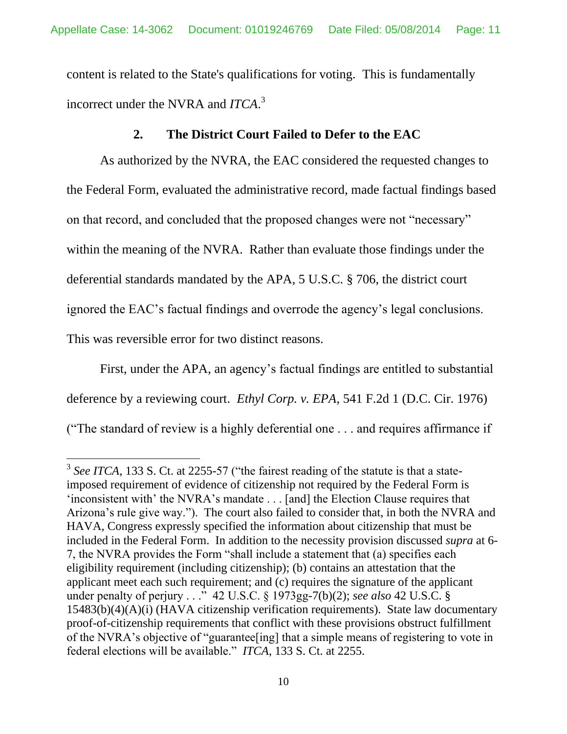content is related to the State's qualifications for voting. This is fundamentally incorrect under the NVRA and *ITCA*.[3]

### 2. The District Court Failed to Defer to the EAC

As authorized by the NVRA, the EAC considered the requested changes to the Federal Form, evaluated the administrative record, made factual findings based on that record, and concluded that the proposed changes were not "necessary" within the meaning of the NVRA. Rather than evaluate those findings under the deferential standards mandated by the APA, 5 U.S.C. § 706, the district court ignored the EAC's factual findings and overrode the agency's legal conclusions. This was reversible error for two distinct reasons.

First, under the APA, an agency's factual findings are entitled to substantial deference by a reviewing court. *Ethyl Corp. v. EPA*, 541 F.2d 1 (D.C. Cir. 1976) ("The standard of review is a highly deferential one . . . and requires affirmance if

---

[3] *See ITCA*, 133 S. Ct. at 2255-57 ("the fairest reading of the statute is that a state-imposed requirement of evidence of citizenship not required by the Federal Form is 'inconsistent with' the NVRA's mandate . . . [and] the Election Clause requires that Arizona's rule give way."). The court also failed to consider that, in both the NVRA and HAVA, Congress expressly specified the information about citizenship that must be included in the Federal Form. In addition to the necessity provision discussed *supra* at 6-7, the NVRA provides the Form "shall include a statement that (a) specifies each eligibility requirement (including citizenship); (b) contains an attestation that the applicant meet each such requirement; and (c) requires the signature of the applicant under penalty of perjury . . ." 42 U.S.C. § 1973gg-7(b)(2); *see also* 42 U.S.C. § 15483(b)(4)(A)(i) (HAVA citizenship verification requirements). State law documentary proof-of-citizenship requirements that conflict with these provisions obstruct fulfillment of the NVRA's objective of "guarantee[ing] that a simple means of registering to vote in federal elections will be available." *ITCA*, 133 S. Ct. at 2255.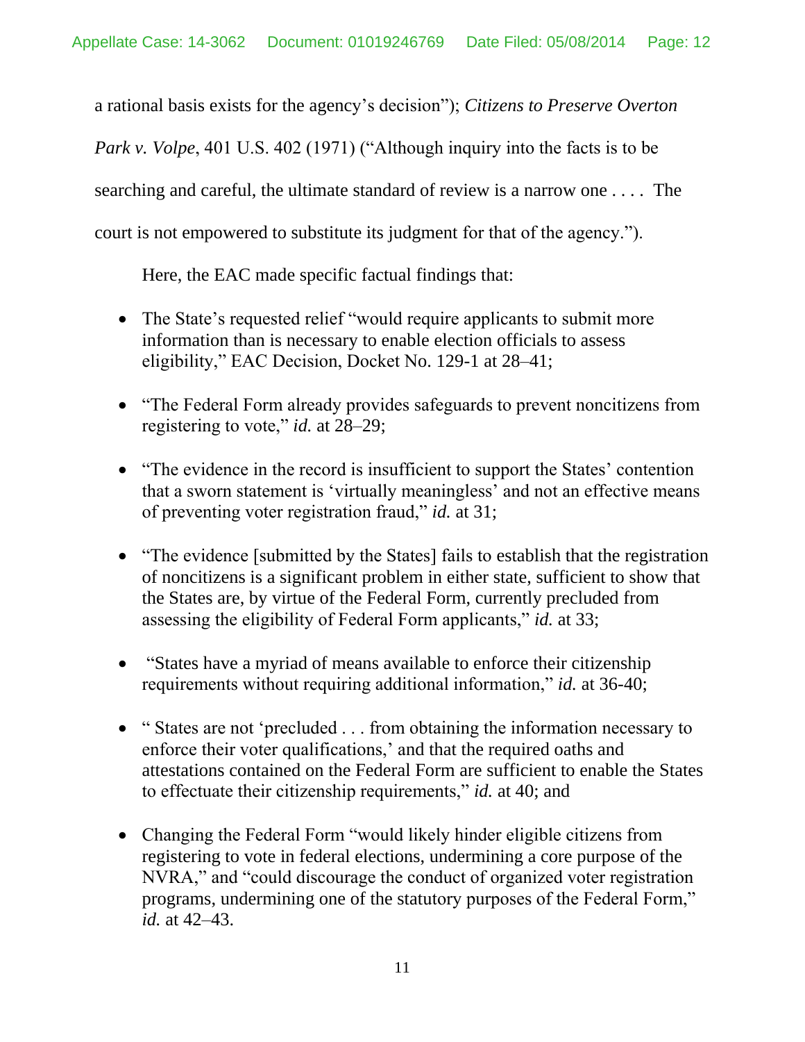a rational basis exists for the agency's decision"); *Citizens to Preserve Overton Park v. Volpe*, 401 U.S. 402 (1971) ("Although inquiry into the facts is to be searching and careful, the ultimate standard of review is a narrow one . . . . The court is not empowered to substitute its judgment for that of the agency.").

Here, the EAC made specific factual findings that:

- The State's requested relief "would require applicants to submit more information than is necessary to enable election officials to assess eligibility," EAC Decision, Docket No. 129-1 at 28–41;

- "The Federal Form already provides safeguards to prevent noncitizens from registering to vote," *id.* at 28–29;

- "The evidence in the record is insufficient to support the States' contention that a sworn statement is 'virtually meaningless' and not an effective means of preventing voter registration fraud," *id.* at 31;

- "The evidence [submitted by the States] fails to establish that the registration of noncitizens is a significant problem in either state, sufficient to show that the States are, by virtue of the Federal Form, currently precluded from assessing the eligibility of Federal Form applicants," *id.* at 33;

- "States have a myriad of means available to enforce their citizenship requirements without requiring additional information," *id.* at 36-40;

- " States are not 'precluded . . . from obtaining the information necessary to enforce their voter qualifications,' and that the required oaths and attestations contained on the Federal Form are sufficient to enable the States to effectuate their citizenship requirements," *id.* at 40; and

- Changing the Federal Form "would likely hinder eligible citizens from registering to vote in federal elections, undermining a core purpose of the NVRA," and "could discourage the conduct of organized voter registration programs, undermining one of the statutory purposes of the Federal Form," *id.* at 42–43.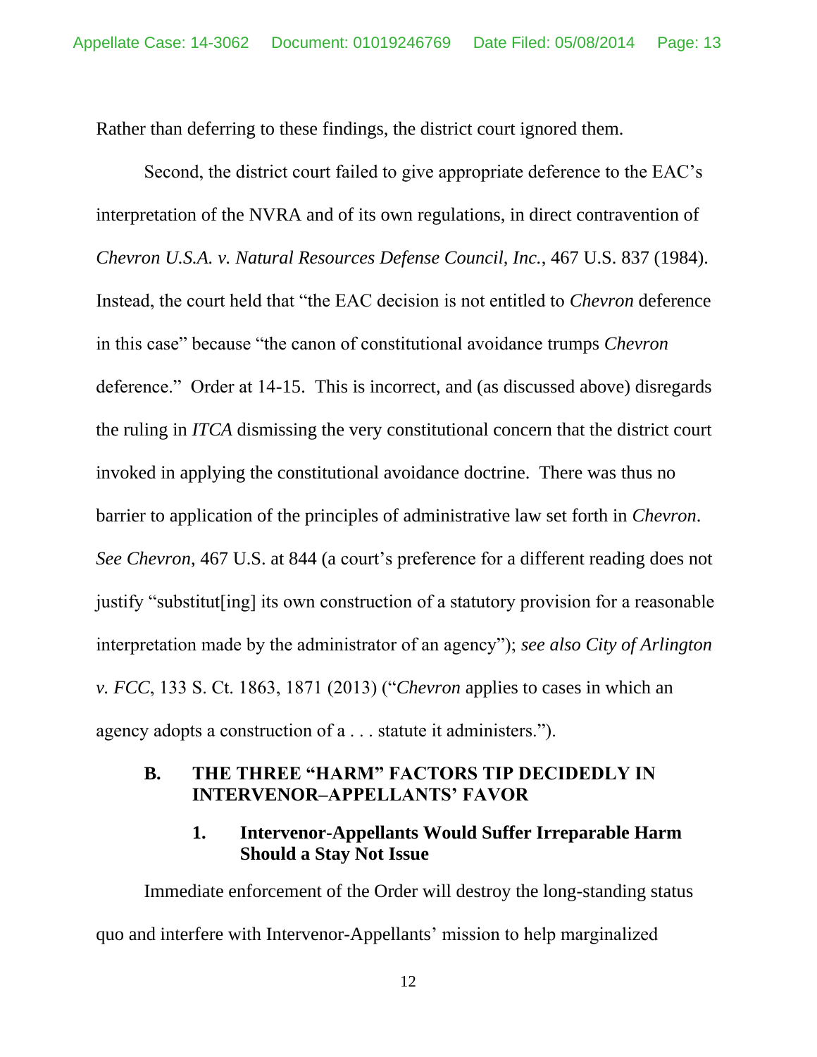Rather than deferring to these findings, the district court ignored them.

Second, the district court failed to give appropriate deference to the EAC's interpretation of the NVRA and of its own regulations, in direct contravention of *Chevron U.S.A. v. Natural Resources Defense Council, Inc.*, 467 U.S. 837 (1984). Instead, the court held that "the EAC decision is not entitled to *Chevron* deference in this case" because "the canon of constitutional avoidance trumps *Chevron* deference." Order at 14-15. This is incorrect, and (as discussed above) disregards the ruling in *ITCA* dismissing the very constitutional concern that the district court invoked in applying the constitutional avoidance doctrine. There was thus no barrier to application of the principles of administrative law set forth in *Chevron*. *See Chevron*, 467 U.S. at 844 (a court's preference for a different reading does not justify "substitut[ing] its own construction of a statutory provision for a reasonable interpretation made by the administrator of an agency"); *see also City of Arlington v. FCC*, 133 S. Ct. 1863, 1871 (2013) ("*Chevron* applies to cases in which an agency adopts a construction of a . . . statute it administers.").

## B. THE THREE "HARM" FACTORS TIP DECIDEDLY IN INTERVENOR–APPELLANTS' FAVOR

### 1. Intervenor-Appellants Would Suffer Irreparable Harm Should a Stay Not Issue

Immediate enforcement of the Order will destroy the long-standing status quo and interfere with Intervenor-Appellants' mission to help marginalized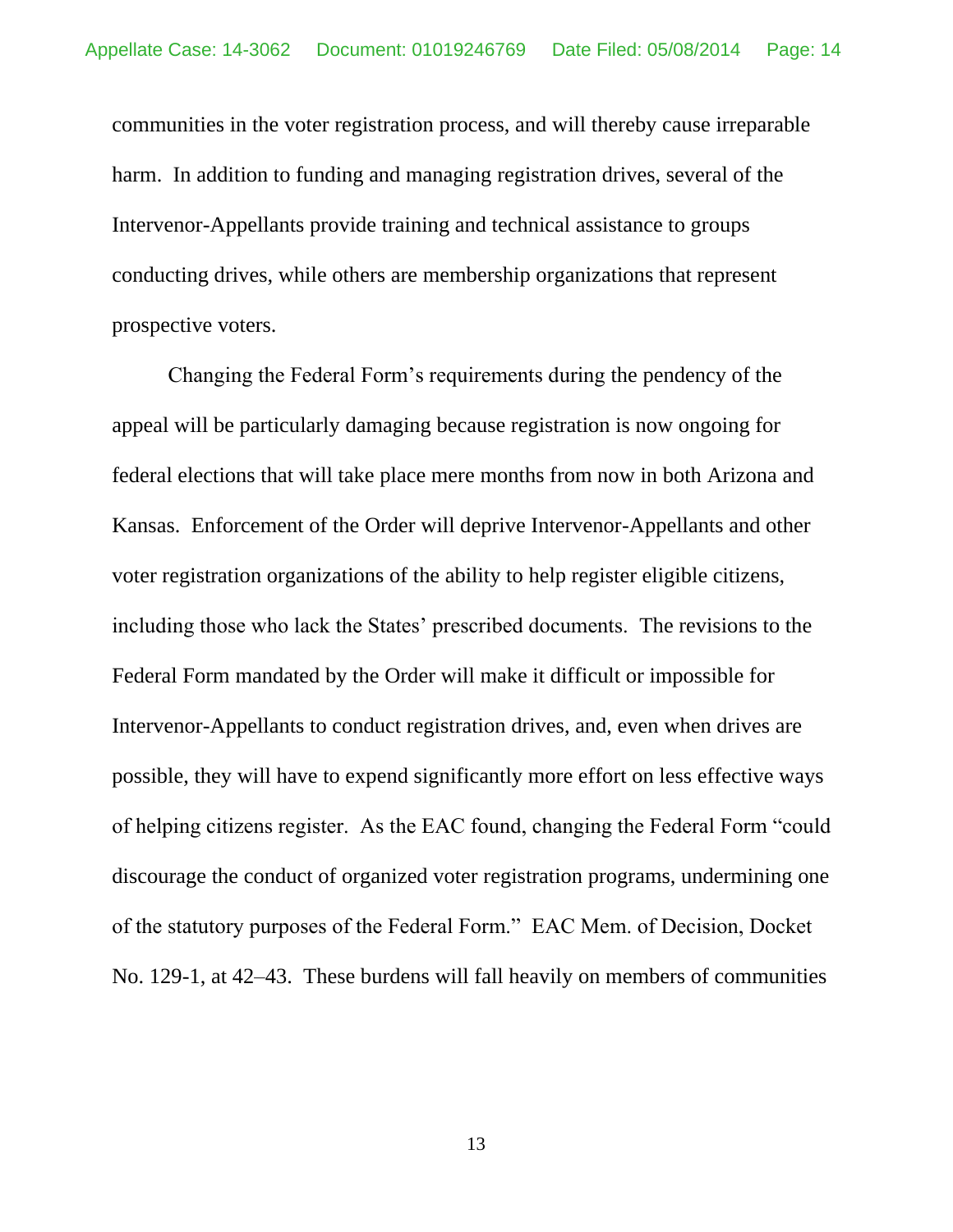communities in the voter registration process, and will thereby cause irreparable harm. In addition to funding and managing registration drives, several of the Intervenor-Appellants provide training and technical assistance to groups conducting drives, while others are membership organizations that represent prospective voters.

Changing the Federal Form's requirements during the pendency of the appeal will be particularly damaging because registration is now ongoing for federal elections that will take place mere months from now in both Arizona and Kansas. Enforcement of the Order will deprive Intervenor-Appellants and other voter registration organizations of the ability to help register eligible citizens, including those who lack the States' prescribed documents. The revisions to the Federal Form mandated by the Order will make it difficult or impossible for Intervenor-Appellants to conduct registration drives, and, even when drives are possible, they will have to expend significantly more effort on less effective ways of helping citizens register. As the EAC found, changing the Federal Form "could discourage the conduct of organized voter registration programs, undermining one of the statutory purposes of the Federal Form." EAC Mem. of Decision, Docket No. 129-1, at 42–43. These burdens will fall heavily on members of communities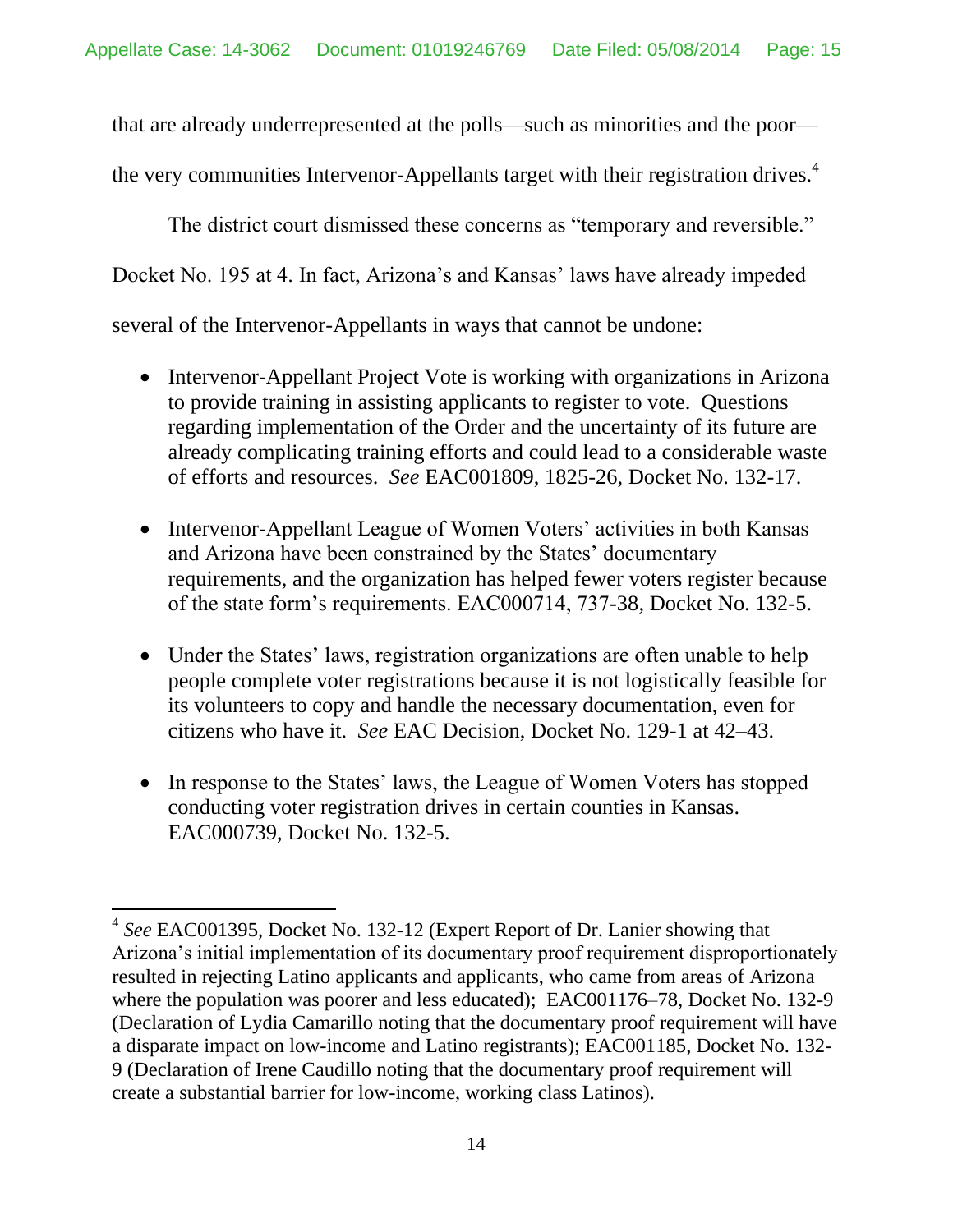that are already underrepresented at the polls—such as minorities and the poor—the very communities Intervenor-Appellants target with their registration drives.[4]

The district court dismissed these concerns as "temporary and reversible." Docket No. 195 at 4. In fact, Arizona's and Kansas' laws have already impeded several of the Intervenor-Appellants in ways that cannot be undone:

- Intervenor-Appellant Project Vote is working with organizations in Arizona to provide training in assisting applicants to register to vote. Questions regarding implementation of the Order and the uncertainty of its future are already complicating training efforts and could lead to a considerable waste of efforts and resources. *See* EAC001809, 1825-26, Docket No. 132-17.

- Intervenor-Appellant League of Women Voters' activities in both Kansas and Arizona have been constrained by the States' documentary requirements, and the organization has helped fewer voters register because of the state form's requirements. EAC000714, 737-38, Docket No. 132-5.

- Under the States' laws, registration organizations are often unable to help people complete voter registrations because it is not logistically feasible for its volunteers to copy and handle the necessary documentation, even for citizens who have it. *See* EAC Decision, Docket No. 129-1 at 42–43.

- In response to the States' laws, the League of Women Voters has stopped conducting voter registration drives in certain counties in Kansas. EAC000739, Docket No. 132-5.

---

[4] *See* EAC001395, Docket No. 132-12 (Expert Report of Dr. Lanier showing that Arizona's initial implementation of its documentary proof requirement disproportionately resulted in rejecting Latino applicants and applicants, who came from areas of Arizona where the population was poorer and less educated); EAC001176–78, Docket No. 132-9 (Declaration of Lydia Camarillo noting that the documentary proof requirement will have a disparate impact on low-income and Latino registrants); EAC001185, Docket No. 132-9 (Declaration of Irene Caudillo noting that the documentary proof requirement will create a substantial barrier for low-income, working class Latinos).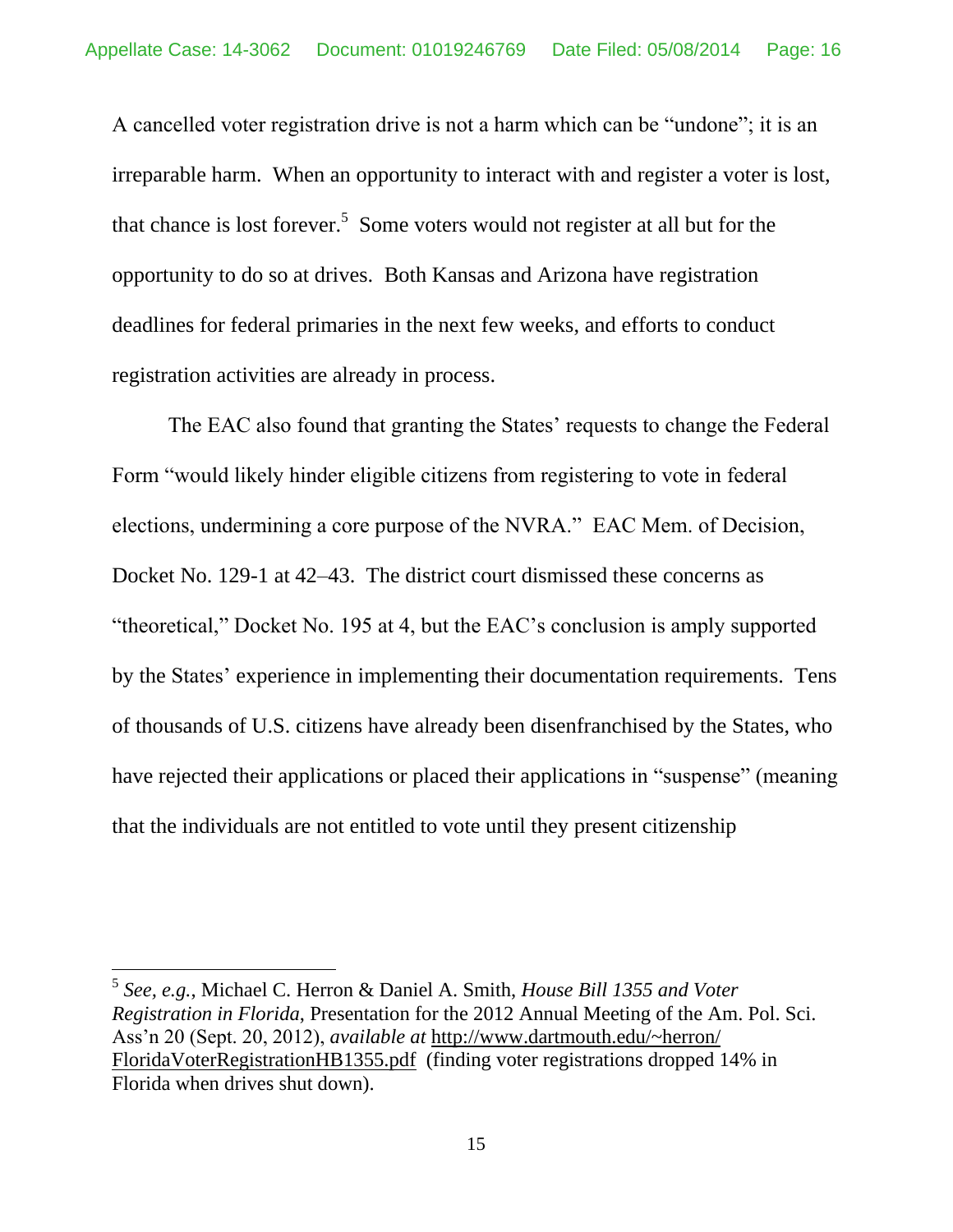A cancelled voter registration drive is not a harm which can be "undone"; it is an irreparable harm. When an opportunity to interact with and register a voter is lost, that chance is lost forever.[5] Some voters would not register at all but for the opportunity to do so at drives. Both Kansas and Arizona have registration deadlines for federal primaries in the next few weeks, and efforts to conduct registration activities are already in process.

The EAC also found that granting the States' requests to change the Federal Form "would likely hinder eligible citizens from registering to vote in federal elections, undermining a core purpose of the NVRA." EAC Mem. of Decision, Docket No. 129-1 at 42–43. The district court dismissed these concerns as "theoretical," Docket No. 195 at 4, but the EAC's conclusion is amply supported by the States' experience in implementing their documentation requirements. Tens of thousands of U.S. citizens have already been disenfranchised by the States, who have rejected their applications or placed their applications in "suspense" (meaning that the individuals are not entitled to vote until they present citizenship

---

[5] *See, e.g.*, Michael C. Herron & Daniel A. Smith, *House Bill 1355 and Voter Registration in Florida*, Presentation for the 2012 Annual Meeting of the Am. Pol. Sci. Ass'n 20 (Sept. 20, 2012), *available at* http://www.dartmouth.edu/~herron/FloridaVoterRegistrationHB1355.pdf (finding voter registrations dropped 14% in Florida when drives shut down).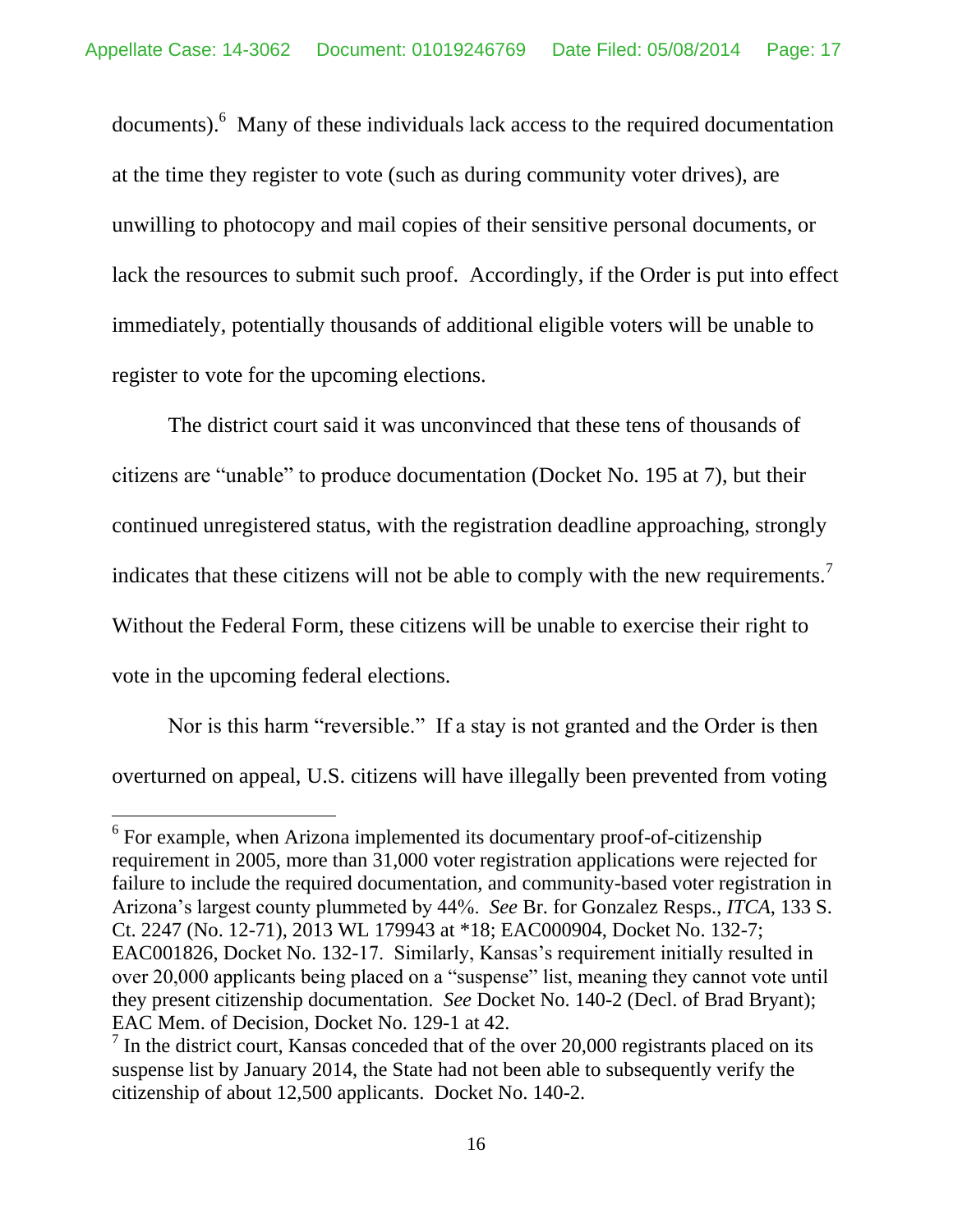documents).[6] Many of these individuals lack access to the required documentation at the time they register to vote (such as during community voter drives), are unwilling to photocopy and mail copies of their sensitive personal documents, or lack the resources to submit such proof. Accordingly, if the Order is put into effect immediately, potentially thousands of additional eligible voters will be unable to register to vote for the upcoming elections.

The district court said it was unconvinced that these tens of thousands of citizens are "unable" to produce documentation (Docket No. 195 at 7), but their continued unregistered status, with the registration deadline approaching, strongly indicates that these citizens will not be able to comply with the new requirements.[7] Without the Federal Form, these citizens will be unable to exercise their right to vote in the upcoming federal elections.

Nor is this harm "reversible." If a stay is not granted and the Order is then overturned on appeal, U.S. citizens will have illegally been prevented from voting

---

[6] For example, when Arizona implemented its documentary proof-of-citizenship requirement in 2005, more than 31,000 voter registration applications were rejected for failure to include the required documentation, and community-based voter registration in Arizona's largest county plummeted by 44%. *See* Br. for Gonzalez Resps., *ITCA*, 133 S. Ct. 2247 (No. 12-71), 2013 WL 179943 at *18; EAC000904, Docket No. 132-7; EAC001826, Docket No. 132-17. Similarly, Kansas's requirement initially resulted in over 20,000 applicants being placed on a "suspense" list, meaning they cannot vote until they present citizenship documentation. *See* Docket No. 140-2 (Decl. of Brad Bryant); EAC Mem. of Decision, Docket No. 129-1 at 42.

[7] In the district court, Kansas conceded that of the over 20,000 registrants placed on its suspense list by January 2014, the State had not been able to subsequently verify the citizenship of about 12,500 applicants. Docket No. 140-2.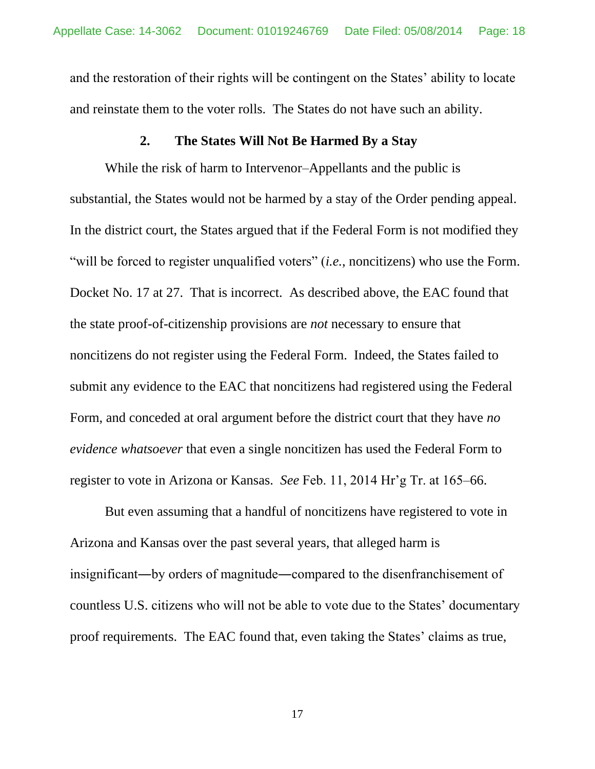and the restoration of their rights will be contingent on the States' ability to locate and reinstate them to the voter rolls. The States do not have such an ability.

### 2. The States Will Not Be Harmed By a Stay

While the risk of harm to Intervenor–Appellants and the public is substantial, the States would not be harmed by a stay of the Order pending appeal. In the district court, the States argued that if the Federal Form is not modified they "will be forced to register unqualified voters" (*i.e.*, noncitizens) who use the Form. Docket No. 17 at 27. That is incorrect. As described above, the EAC found that the state proof-of-citizenship provisions are *not* necessary to ensure that noncitizens do not register using the Federal Form. Indeed, the States failed to submit any evidence to the EAC that noncitizens had registered using the Federal Form, and conceded at oral argument before the district court that they have *no evidence whatsoever* that even a single noncitizen has used the Federal Form to register to vote in Arizona or Kansas. *See* Feb. 11, 2014 Hr'g Tr. at 165–66.

But even assuming that a handful of noncitizens have registered to vote in Arizona and Kansas over the past several years, that alleged harm is insignificant—by orders of magnitude—compared to the disenfranchisement of countless U.S. citizens who will not be able to vote due to the States' documentary proof requirements. The EAC found that, even taking the States' claims as true,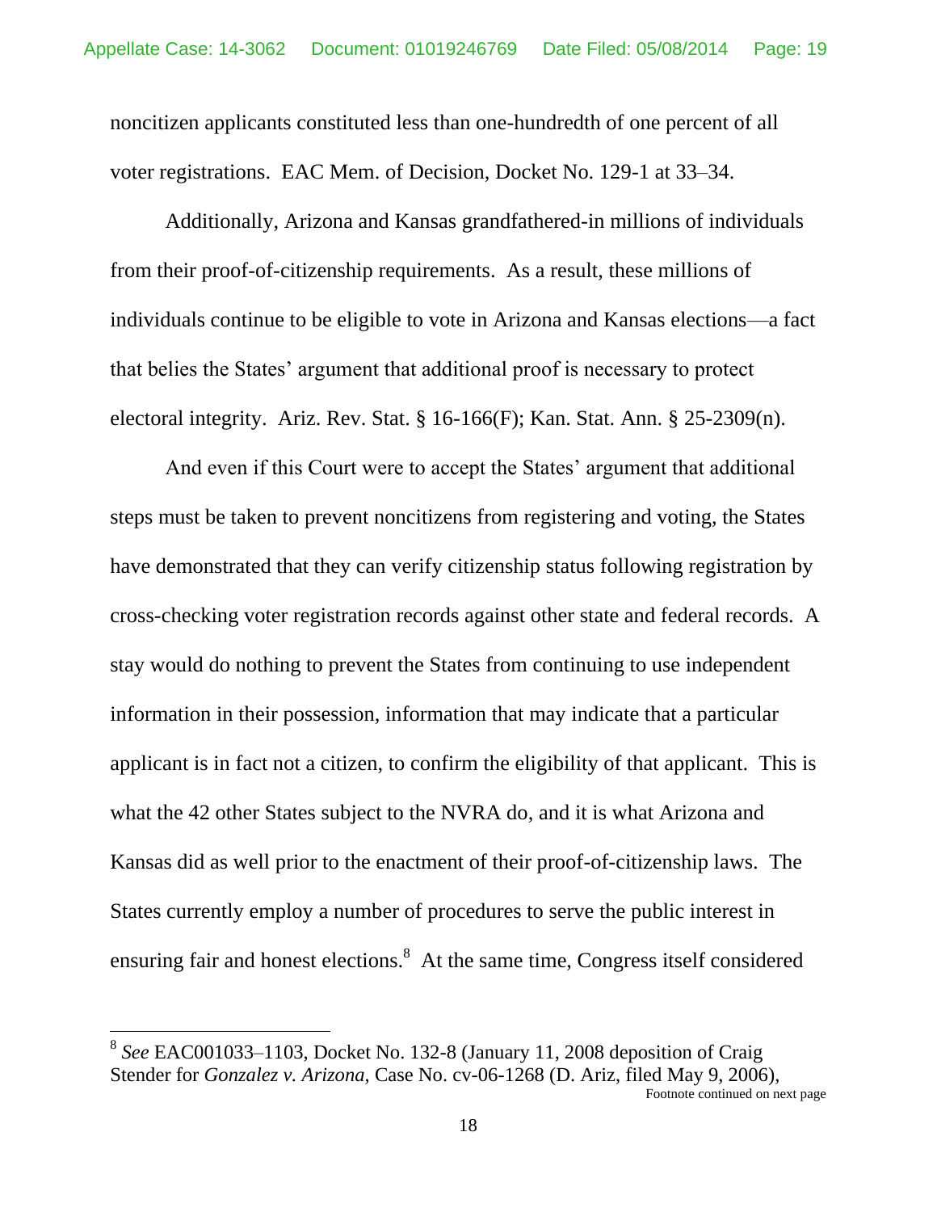noncitizen applicants constituted less than one-hundredth of one percent of all voter registrations. EAC Mem. of Decision, Docket No. 129-1 at 33–34.

Additionally, Arizona and Kansas grandfathered-in millions of individuals from their proof-of-citizenship requirements. As a result, these millions of individuals continue to be eligible to vote in Arizona and Kansas elections—a fact that belies the States' argument that additional proof is necessary to protect electoral integrity. Ariz. Rev. Stat. § 16-166(F); Kan. Stat. Ann. § 25-2309(n).

And even if this Court were to accept the States' argument that additional steps must be taken to prevent noncitizens from registering and voting, the States have demonstrated that they can verify citizenship status following registration by cross-checking voter registration records against other state and federal records. A stay would do nothing to prevent the States from continuing to use independent information in their possession, information that may indicate that a particular applicant is in fact not a citizen, to confirm the eligibility of that applicant. This is what the 42 other States subject to the NVRA do, and it is what Arizona and Kansas did as well prior to the enactment of their proof-of-citizenship laws. The States currently employ a number of procedures to serve the public interest in ensuring fair and honest elections.[8] At the same time, Congress itself considered

---

[8] *See* EAC001033–1103, Docket No. 132-8 (January 11, 2008 deposition of Craig Stender for *Gonzalez v. Arizona*, Case No. cv-06-1268 (D. Ariz, filed May 9, 2006),

Footnote continued on next page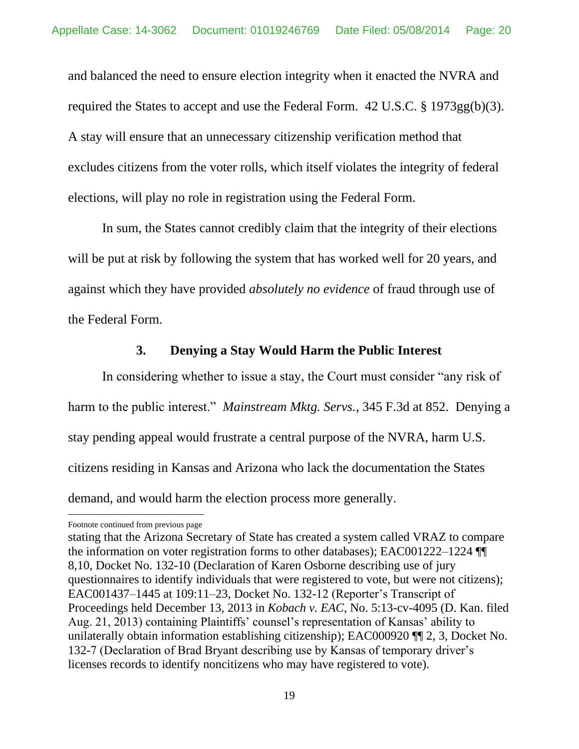and balanced the need to ensure election integrity when it enacted the NVRA and required the States to accept and use the Federal Form. 42 U.S.C. § 1973gg(b)(3). A stay will ensure that an unnecessary citizenship verification method that excludes citizens from the voter rolls, which itself violates the integrity of federal elections, will play no role in registration using the Federal Form.

In sum, the States cannot credibly claim that the integrity of their elections will be put at risk by following the system that has worked well for 20 years, and against which they have provided *absolutely no evidence* of fraud through use of the Federal Form.

### 3. Denying a Stay Would Harm the Public Interest

In considering whether to issue a stay, the Court must consider "any risk of harm to the public interest." *Mainstream Mktg. Servs.*, 345 F.3d at 852. Denying a stay pending appeal would frustrate a central purpose of the NVRA, harm U.S. citizens residing in Kansas and Arizona who lack the documentation the States demand, and would harm the election process more generally.

---

Footnote continued from previous page

stating that the Arizona Secretary of State has created a system called VRAZ to compare the information on voter registration forms to other databases); EAC001222–1224 ¶¶ 8,10, Docket No. 132-10 (Declaration of Karen Osborne describing use of jury questionnaires to identify individuals that were registered to vote, but were not citizens); EAC001437–1445 at 109:11–23, Docket No. 132-12 (Reporter's Transcript of Proceedings held December 13, 2013 in *Kobach v. EAC*, No. 5:13-cv-4095 (D. Kan. filed Aug. 21, 2013) containing Plaintiffs' counsel's representation of Kansas' ability to unilaterally obtain information establishing citizenship); EAC000920 ¶¶ 2, 3, Docket No. 132-7 (Declaration of Brad Bryant describing use by Kansas of temporary driver's licenses records to identify noncitizens who may have registered to vote).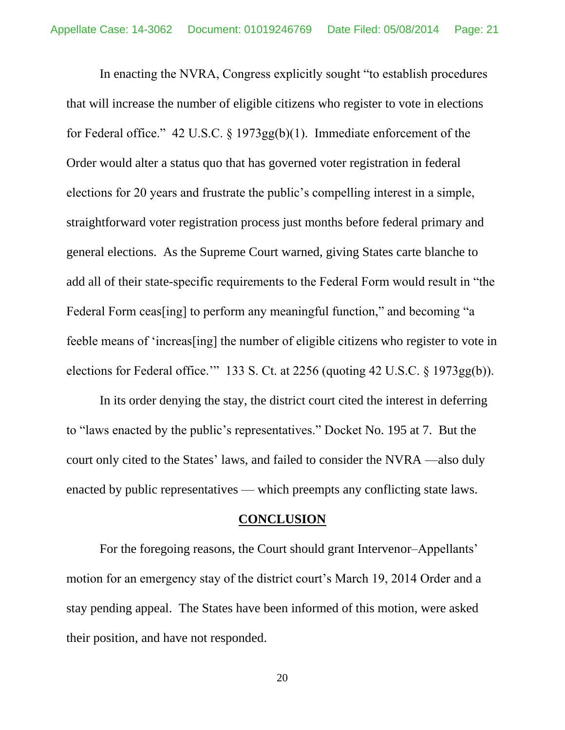In enacting the NVRA, Congress explicitly sought "to establish procedures that will increase the number of eligible citizens who register to vote in elections for Federal office." 42 U.S.C. § 1973gg(b)(1). Immediate enforcement of the Order would alter a status quo that has governed voter registration in federal elections for 20 years and frustrate the public's compelling interest in a simple, straightforward voter registration process just months before federal primary and general elections. As the Supreme Court warned, giving States carte blanche to add all of their state-specific requirements to the Federal Form would result in "the Federal Form ceas[ing] to perform any meaningful function," and becoming "a feeble means of 'increas[ing] the number of eligible citizens who register to vote in elections for Federal office.'" 133 S. Ct. at 2256 (quoting 42 U.S.C. § 1973gg(b)).

In its order denying the stay, the district court cited the interest in deferring to "laws enacted by the public's representatives." Docket No. 195 at 7. But the court only cited to the States' laws, and failed to consider the NVRA —also duly enacted by public representatives — which preempts any conflicting state laws.

## CONCLUSION

For the foregoing reasons, the Court should grant Intervenor–Appellants' motion for an emergency stay of the district court's March 19, 2014 Order and a stay pending appeal. The States have been informed of this motion, were asked their position, and have not responded.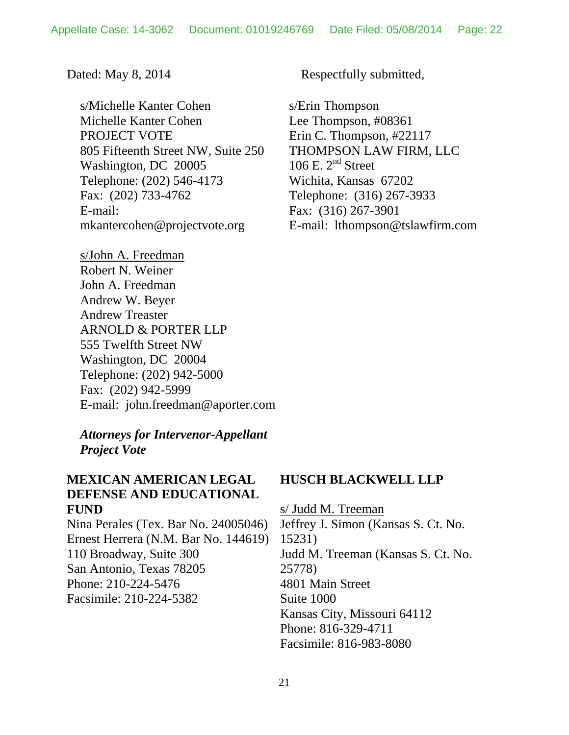Dated: May 8, 2014

Respectfully submitted,

s/Michelle Kanter Cohen
Michelle Kanter Cohen
PROJECT VOTE
805 Fifteenth Street NW, Suite 250
Washington, DC 20005
Telephone: (202) 546-4173
Fax: (202) 733-4762
E-mail:
mkantercohen@projectvote.org

s/John A. Freedman
Robert N. Weiner
John A. Freedman
Andrew W. Beyer
Andrew Treaster
ARNOLD & PORTER LLP
555 Twelfth Street NW
Washington, DC 20004
Telephone: (202) 942-5000
Fax: (202) 942-5999
E-mail: john.freedman@aporter.com

s/Erin Thompson
Lee Thompson, #08361
Erin C. Thompson, #22117
THOMPSON LAW FIRM, LLC
106 E. 2nd Street
Wichita, Kansas 67202
Telephone: (316) 267-3933
Fax: (316) 267-3901
E-mail: lthompson@tslawfirm.com

***Attorneys for Intervenor-Appellant Project Vote***

**MEXICAN AMERICAN LEGAL DEFENSE AND EDUCATIONAL FUND**
Nina Perales (Tex. Bar No. 24005046)
Ernest Herrera (N.M. Bar No. 144619)
110 Broadway, Suite 300
San Antonio, Texas 78205
Phone: 210-224-5476
Facsimile: 210-224-5382

**HUSCH BLACKWELL LLP**

s/ Judd M. Treeman
Jeffrey J. Simon (Kansas S. Ct. No. 15231)
Judd M. Treeman (Kansas S. Ct. No. 25778)
4801 Main Street
Suite 1000
Kansas City, Missouri 64112
Phone: 816-329-4711
Facsimile: 816-983-8080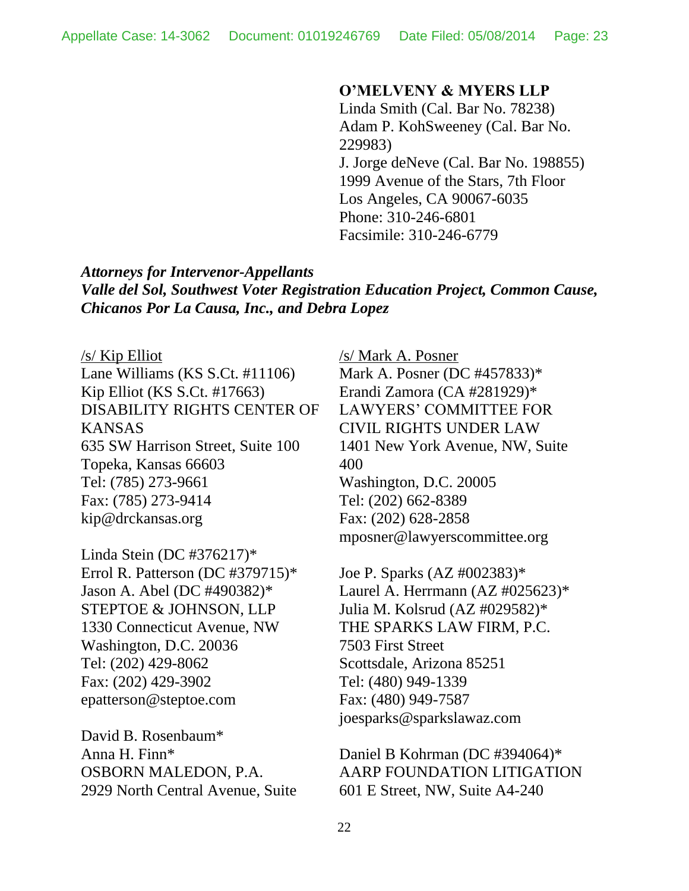**O'MELVENY & MYERS LLP**
Linda Smith (Cal. Bar No. 78238)
Adam P. KohSweeney (Cal. Bar No. 229983)
J. Jorge deNeve (Cal. Bar No. 198855)
1999 Avenue of the Stars, 7th Floor
Los Angeles, CA 90067-6035
Phone: 310-246-6801
Facsimile: 310-246-6779

***Attorneys for Intervenor-Appellants Valle del Sol, Southwest Voter Registration Education Project, Common Cause, Chicanos Por La Causa, Inc., and Debra Lopez***

/s/ Kip Elliot
Lane Williams (KS S.Ct. #11106)
Kip Elliot (KS S.Ct. #17663)
DISABILITY RIGHTS CENTER OF KANSAS
635 SW Harrison Street, Suite 100
Topeka, Kansas 66603
Tel: (785) 273-9661
Fax: (785) 273-9414
kip@drckansas.org

Linda Stein (DC #376217)*
Errol R. Patterson (DC #379715)*
Jason A. Abel (DC #490382)*
STEPTOE & JOHNSON, LLP
1330 Connecticut Avenue, NW
Washington, D.C. 20036
Tel: (202) 429-8062
Fax: (202) 429-3902
epatterson@steptoe.com

David B. Rosenbaum*
Anna H. Finn*
OSBORN MALEDON, P.A.
2929 North Central Avenue, Suite

/s/ Mark A. Posner
Mark A. Posner (DC #457833)*
Erandi Zamora (CA #281929)*
LAWYERS' COMMITTEE FOR CIVIL RIGHTS UNDER LAW
1401 New York Avenue, NW, Suite 400
Washington, D.C. 20005
Tel: (202) 662-8389
Fax: (202) 628-2858
mposner@lawyerscommittee.org

Joe P. Sparks (AZ #002383)*
Laurel A. Herrmann (AZ #025623)*
Julia M. Kolsrud (AZ #029582)*
THE SPARKS LAW FIRM, P.C.
7503 First Street
Scottsdale, Arizona 85251
Tel: (480) 949-1339
Fax: (480) 949-7587
joesparks@sparkslawaz.com

Daniel B Kohrman (DC #394064)*
AARP FOUNDATION LITIGATION
601 E Street, NW, Suite A4-240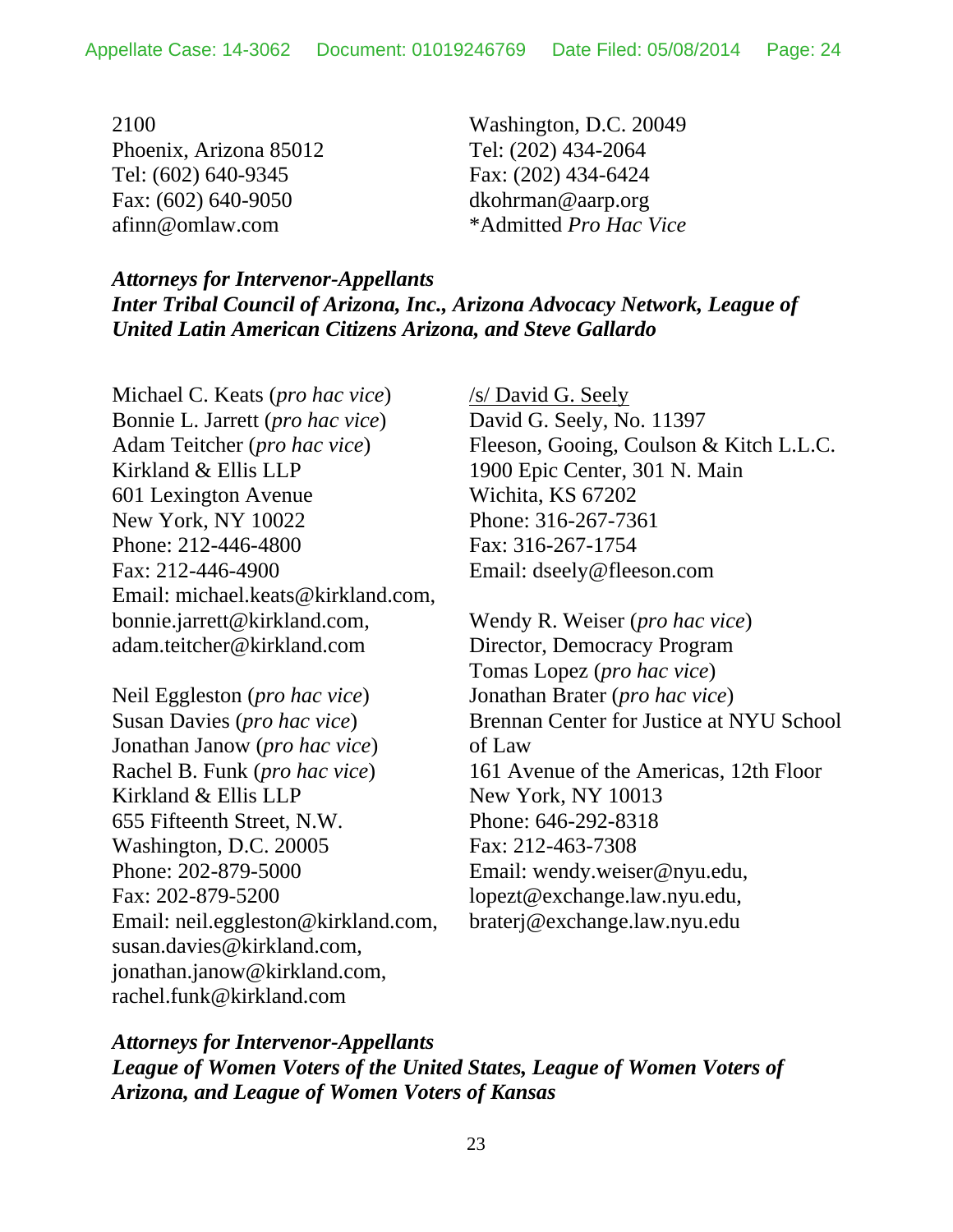2100
Phoenix, Arizona 85012
Tel: (602) 640-9345
Fax: (602) 640-9050
afinn@omlaw.com

Washington, D.C. 20049
Tel: (202) 434-2064
Fax: (202) 434-6424
dkohrman@aarp.org
*Admitted *Pro Hac Vice*

***Attorneys for Intervenor-Appellants***
***Inter Tribal Council of Arizona, Inc., Arizona Advocacy Network, League of United Latin American Citizens Arizona, and Steve Gallardo***

Michael C. Keats (*pro hac vice*)
Bonnie L. Jarrett (*pro hac vice*)
Adam Teitcher (*pro hac vice*)
Kirkland & Ellis LLP
601 Lexington Avenue
New York, NY 10022
Phone: 212-446-4800
Fax: 212-446-4900
Email: michael.keats@kirkland.com, bonnie.jarrett@kirkland.com, adam.teitcher@kirkland.com

Neil Eggleston (*pro hac vice*)
Susan Davies (*pro hac vice*)
Jonathan Janow (*pro hac vice*)
Rachel B. Funk (*pro hac vice*)
Kirkland & Ellis LLP
655 Fifteenth Street, N.W.
Washington, D.C. 20005
Phone: 202-879-5000
Fax: 202-879-5200
Email: neil.eggleston@kirkland.com, susan.davies@kirkland.com, jonathan.janow@kirkland.com, rachel.funk@kirkland.com

/s/ David G. Seely
David G. Seely, No. 11397
Fleeson, Gooing, Coulson & Kitch L.L.C.
1900 Epic Center, 301 N. Main
Wichita, KS 67202
Phone: 316-267-7361
Fax: 316-267-1754
Email: dseely@fleeson.com

Wendy R. Weiser (*pro hac vice*)
Director, Democracy Program
Tomas Lopez (*pro hac vice*)
Jonathan Brater (*pro hac vice*)
Brennan Center for Justice at NYU School of Law
161 Avenue of the Americas, 12th Floor
New York, NY 10013
Phone: 646-292-8318
Fax: 212-463-7308
Email: wendy.weiser@nyu.edu, lopezt@exchange.law.nyu.edu, braterj@exchange.law.nyu.edu

***Attorneys for Intervenor-Appellants***
***League of Women Voters of the United States, League of Women Voters of Arizona, and League of Women Voters of Kansas***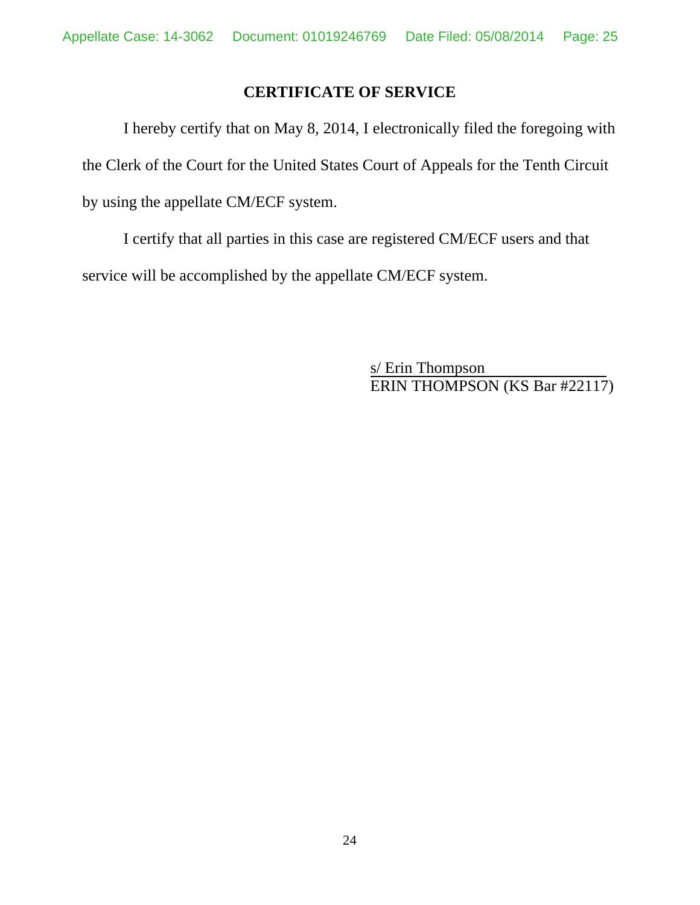# CERTIFICATE OF SERVICE

I hereby certify that on May 8, 2014, I electronically filed the foregoing with the Clerk of the Court for the United States Court of Appeals for the Tenth Circuit by using the appellate CM/ECF system.

I certify that all parties in this case are registered CM/ECF users and that service will be accomplished by the appellate CM/ECF system.

s/ Erin Thompson
ERIN THOMPSON (KS Bar #22117)